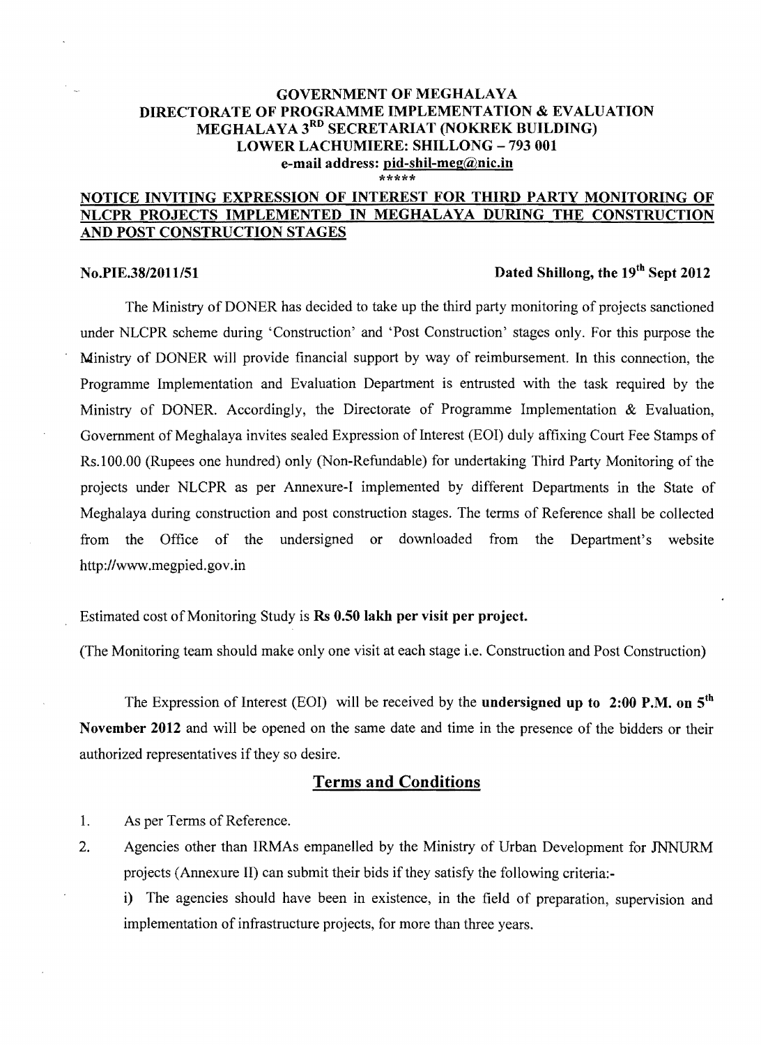**GOVERNMENT OF MEGHALAYA**
**DIRECTORATE OF PROGRAMME IMPLEMENTATION & EVALUATION**
**MEGHALAYA 3RD SECRETARIAT (NOKREK BUILDING)**
**LOWER LACHUMIERE: SHILLONG – 793 001**
**e-mail address: pid-shil-meg@nic.in**

\*\*\*\*\*

## NOTICE INVITING EXPRESSION OF INTEREST FOR THIRD PARTY MONITORING OF NLCPR PROJECTS IMPLEMENTED IN MEGHALAYA DURING THE CONSTRUCTION AND POST CONSTRUCTION STAGES

**No.PIE.38/2011/51** **Dated Shillong, the 19th Sept 2012**

The Ministry of DONER has decided to take up the third party monitoring of projects sanctioned under NLCPR scheme during 'Construction' and 'Post Construction' stages only. For this purpose the Ministry of DONER will provide financial support by way of reimbursement. In this connection, the Programme Implementation and Evaluation Department is entrusted with the task required by the Ministry of DONER. Accordingly, the Directorate of Programme Implementation & Evaluation, Government of Meghalaya invites sealed Expression of Interest (EOI) duly affixing Court Fee Stamps of Rs.100.00 (Rupees one hundred) only (Non-Refundable) for undertaking Third Party Monitoring of the projects under NLCPR as per Annexure-I implemented by different Departments in the State of Meghalaya during construction and post construction stages. The terms of Reference shall be collected from the Office of the undersigned or downloaded from the Department's website http://www.megpied.gov.in

Estimated cost of Monitoring Study is **Rs 0.50 lakh per visit per project.**

(The Monitoring team should make only one visit at each stage i.e. Construction and Post Construction)

The Expression of Interest (EOI) will be received by the **undersigned up to 2:00 P.M. on 5th November 2012** and will be opened on the same date and time in the presence of the bidders or their authorized representatives if they so desire.

## Terms and Conditions

1. As per Terms of Reference.
2. Agencies other than IRMAs empanelled by the Ministry of Urban Development for JNNURM projects (Annexure II) can submit their bids if they satisfy the following criteria:-

   i) The agencies should have been in existence, in the field of preparation, supervision and implementation of infrastructure projects, for more than three years.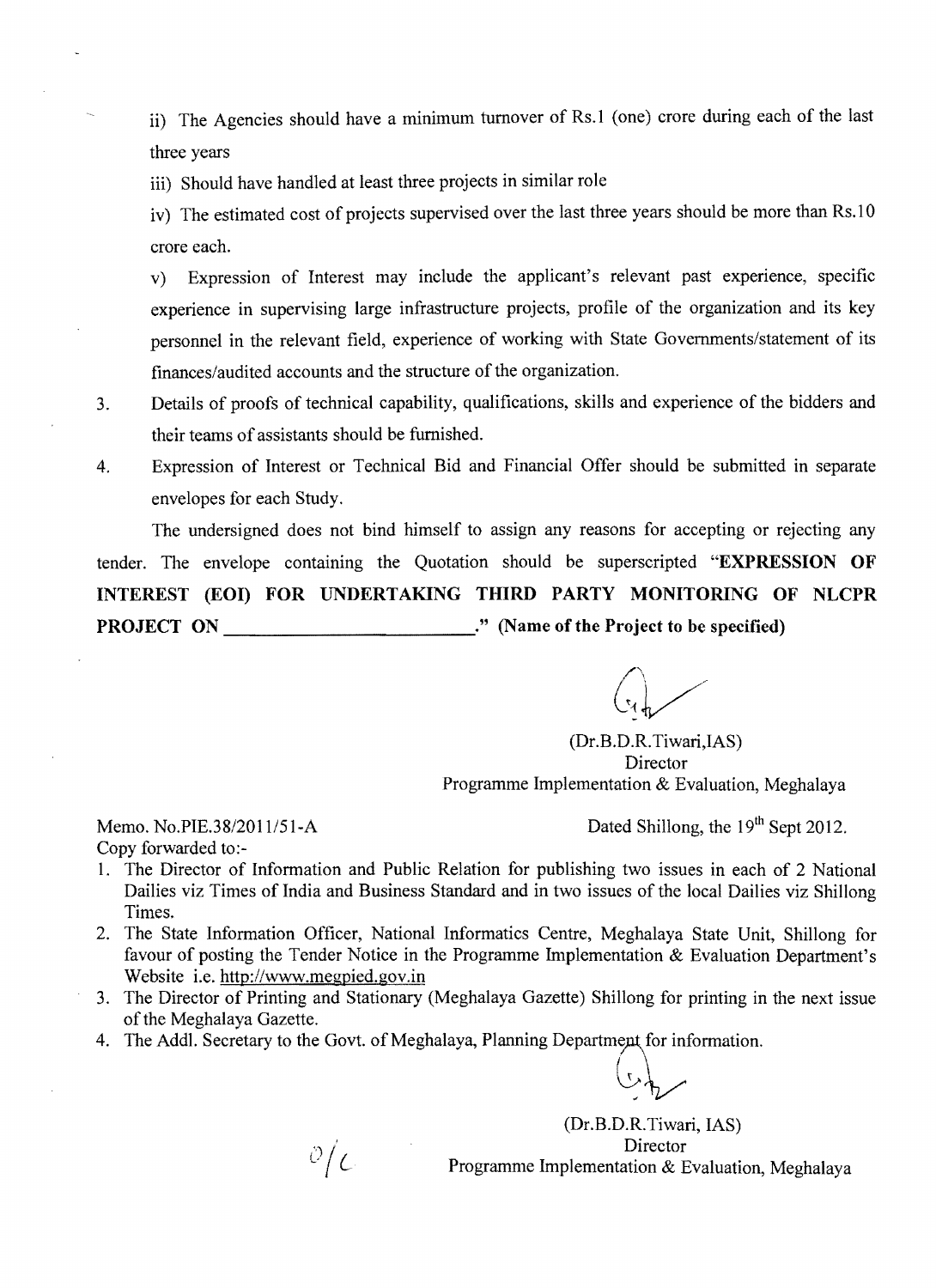ii) The Agencies should have a minimum turnover of Rs.1 (one) crore during each of the last three years

iii) Should have handled at least three projects in similar role

iv) The estimated cost of projects supervised over the last three years should be more than Rs.10 crore each.

v) Expression of Interest may include the applicant's relevant past experience, specific experience in supervising large infrastructure projects, profile of the organization and its key personnel in the relevant field, experience of working with State Governments/statement of its finances/audited accounts and the structure of the organization.

3. Details of proofs of technical capability, qualifications, skills and experience of the bidders and their teams of assistants should be furnished.

4. Expression of Interest or Technical Bid and Financial Offer should be submitted in separate envelopes for each Study.

The undersigned does not bind himself to assign any reasons for accepting or rejecting any tender. The envelope containing the Quotation should be superscripted "**EXPRESSION OF INTEREST (EOI) FOR UNDERTAKING THIRD PARTY MONITORING OF NLCPR PROJECT ON \_\_\_\_\_\_\_\_\_\_\_\_\_\_\_\_\_\_\_\_\_\_\_\_\_.**" **(Name of the Project to be specified)**

(Dr.B.D.R.Tiwari,IAS)
Director
Programme Implementation & Evaluation, Meghalaya

Memo. No.PIE.38/2011/51-A

Dated Shillong, the 19th Sept 2012.

Copy forwarded to:-

1. The Director of Information and Public Relation for publishing two issues in each of 2 National Dailies viz Times of India and Business Standard and in two issues of the local Dailies viz Shillong Times.
2. The State Information Officer, National Informatics Centre, Meghalaya State Unit, Shillong for favour of posting the Tender Notice in the Programme Implementation & Evaluation Department's Website i.e. http://www.megpied.gov.in
3. The Director of Printing and Stationary (Meghalaya Gazette) Shillong for printing in the next issue of the Meghalaya Gazette.
4. The Addl. Secretary to the Govt. of Meghalaya, Planning Department for information.

(Dr.B.D.R.Tiwari, IAS)
Director
Programme Implementation & Evaluation, Meghalaya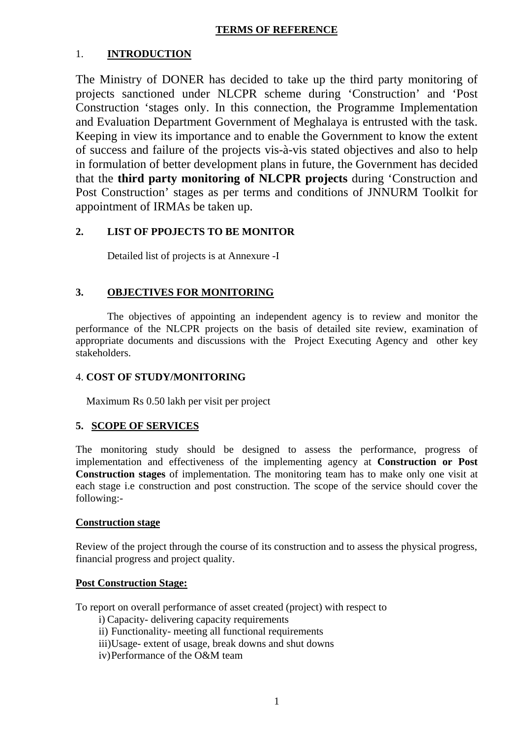**TERMS OF REFERENCE**

## 1. INTRODUCTION

The Ministry of DONER has decided to take up the third party monitoring of projects sanctioned under NLCPR scheme during 'Construction' and 'Post Construction 'stages only. In this connection, the Programme Implementation and Evaluation Department Government of Meghalaya is entrusted with the task. Keeping in view its importance and to enable the Government to know the extent of success and failure of the projects vis-à-vis stated objectives and also to help in formulation of better development plans in future, the Government has decided that the **third party monitoring of NLCPR projects** during 'Construction and Post Construction' stages as per terms and conditions of JNNURM Toolkit for appointment of IRMAs be taken up.

## 2. LIST OF PPOJECTS TO BE MONITOR

Detailed list of projects is at Annexure -I

## 3. OBJECTIVES FOR MONITORING

The objectives of appointing an independent agency is to review and monitor the performance of the NLCPR projects on the basis of detailed site review, examination of appropriate documents and discussions with the Project Executing Agency and other key stakeholders.

## 4. COST OF STUDY/MONITORING

Maximum Rs 0.50 lakh per visit per project

## 5. SCOPE OF SERVICES

The monitoring study should be designed to assess the performance, progress of implementation and effectiveness of the implementing agency at **Construction or Post Construction stages** of implementation. The monitoring team has to make only one visit at each stage i.e construction and post construction. The scope of the service should cover the following:-

**Construction stage**

Review of the project through the course of its construction and to assess the physical progress, financial progress and project quality.

**Post Construction Stage:**

To report on overall performance of asset created (project) with respect to

i) Capacity- delivering capacity requirements
ii) Functionality- meeting all functional requirements
iii) Usage- extent of usage, break downs and shut downs
iv) Performance of the O&M team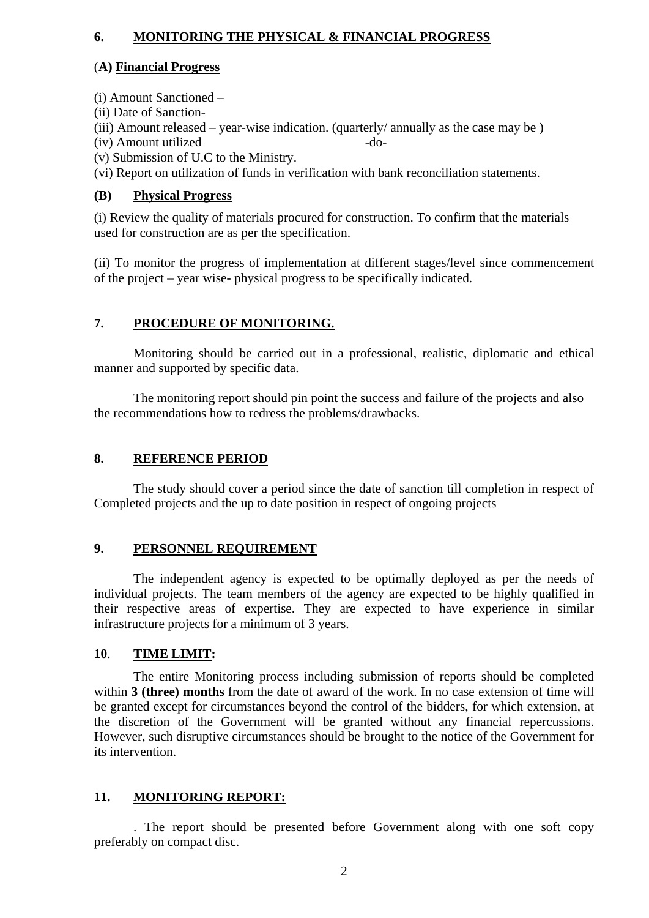## 6. MONITORING THE PHYSICAL & FINANCIAL PROGRESS

### (A) Financial Progress

(i) Amount Sanctioned –
(ii) Date of Sanction-
(iii) Amount released – year-wise indication. (quarterly/ annually as the case may be )
(iv) Amount utilized -do-
(v) Submission of U.C to the Ministry.
(vi) Report on utilization of funds in verification with bank reconciliation statements.

### (B) Physical Progress

(i) Review the quality of materials procured for construction. To confirm that the materials used for construction are as per the specification.

(ii) To monitor the progress of implementation at different stages/level since commencement of the project – year wise- physical progress to be specifically indicated.

## 7. PROCEDURE OF MONITORING.

Monitoring should be carried out in a professional, realistic, diplomatic and ethical manner and supported by specific data.

The monitoring report should pin point the success and failure of the projects and also the recommendations how to redress the problems/drawbacks.

## 8. REFERENCE PERIOD

The study should cover a period since the date of sanction till completion in respect of Completed projects and the up to date position in respect of ongoing projects

## 9. PERSONNEL REQUIREMENT

The independent agency is expected to be optimally deployed as per the needs of individual projects. The team members of the agency are expected to be highly qualified in their respective areas of expertise. They are expected to have experience in similar infrastructure projects for a minimum of 3 years.

## 10. TIME LIMIT:

The entire Monitoring process including submission of reports should be completed within **3 (three) months** from the date of award of the work. In no case extension of time will be granted except for circumstances beyond the control of the bidders, for which extension, at the discretion of the Government will be granted without any financial repercussions. However, such disruptive circumstances should be brought to the notice of the Government for its intervention.

## 11. MONITORING REPORT:

. The report should be presented before Government along with one soft copy preferably on compact disc.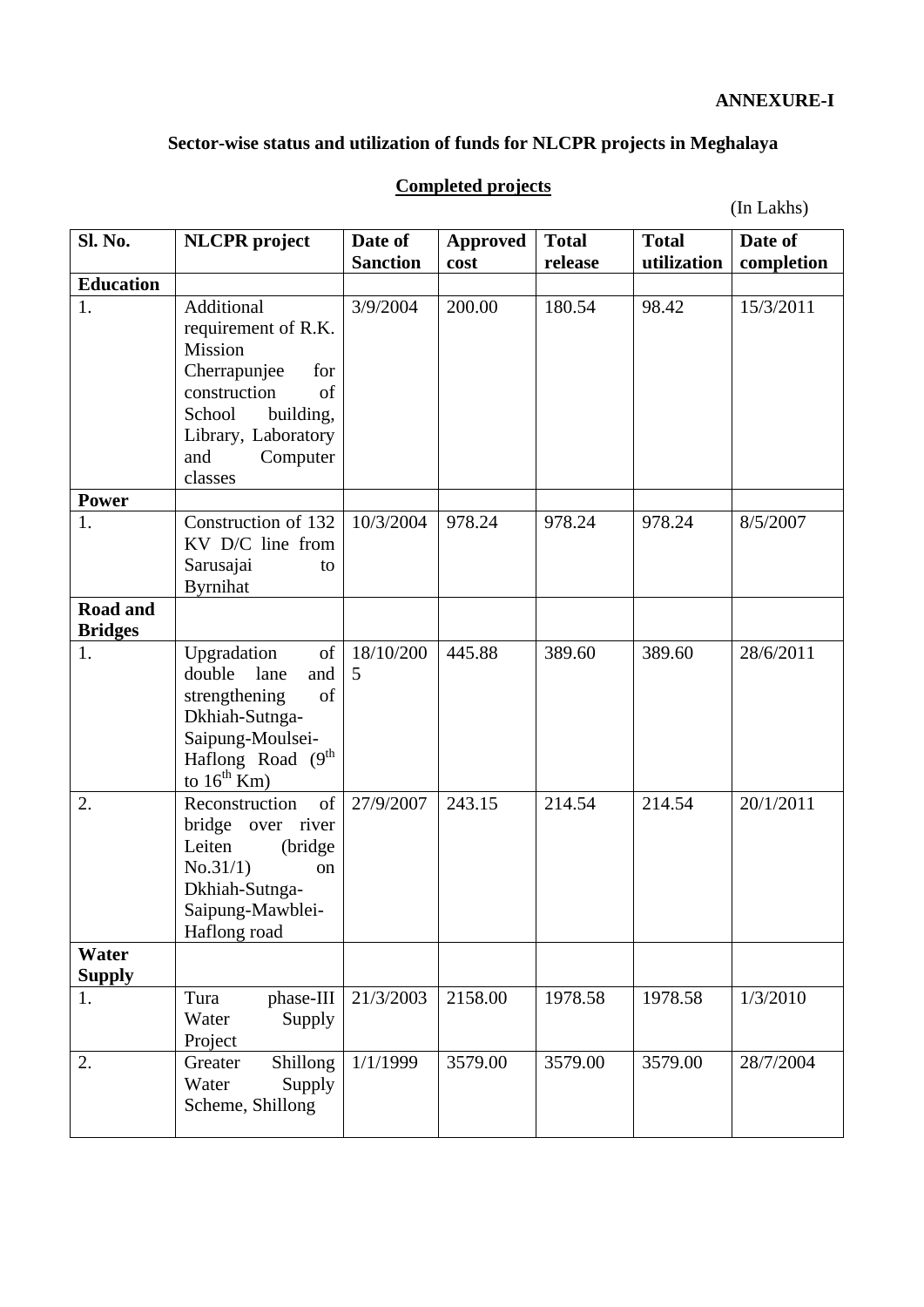**ANNEXURE-I**

## Sector-wise status and utilization of funds for NLCPR projects in Meghalaya

### Completed projects

(In Lakhs)

| Sl. No. | NLCPR project | Date of Sanction | Approved cost | Total release | Total utilization | Date of completion |
|---|---|---|---|---|---|---|
| **Education** | | | | | | |
| 1. | Additional requirement of R.K. Mission Cherrapunjee for construction of School building, Library, Laboratory and Computer classes | 3/9/2004 | 200.00 | 180.54 | 98.42 | 15/3/2011 |
| **Power** | | | | | | |
| 1. | Construction of 132 KV D/C line from Sarusajai to Byrnihat | 10/3/2004 | 978.24 | 978.24 | 978.24 | 8/5/2007 |
| **Road and Bridges** | | | | | | |
| 1. | Upgradation of double lane and strengthening of Dkhiah-Sutnga-Saipung-Moulsei-Haflong Road (9th to 16th Km) | 18/10/2005 | 445.88 | 389.60 | 389.60 | 28/6/2011 |
| 2. | Reconstruction of bridge over river Leiten (bridge No.31/1) on Dkhiah-Sutnga-Saipung-Mawblei-Haflong road | 27/9/2007 | 243.15 | 214.54 | 214.54 | 20/1/2011 |
| **Water Supply** | | | | | | |
| 1. | Tura phase-III Water Supply Project | 21/3/2003 | 2158.00 | 1978.58 | 1978.58 | 1/3/2010 |
| 2. | Greater Shillong Water Supply Scheme, Shillong | 1/1/1999 | 3579.00 | 3579.00 | 3579.00 | 28/7/2004 |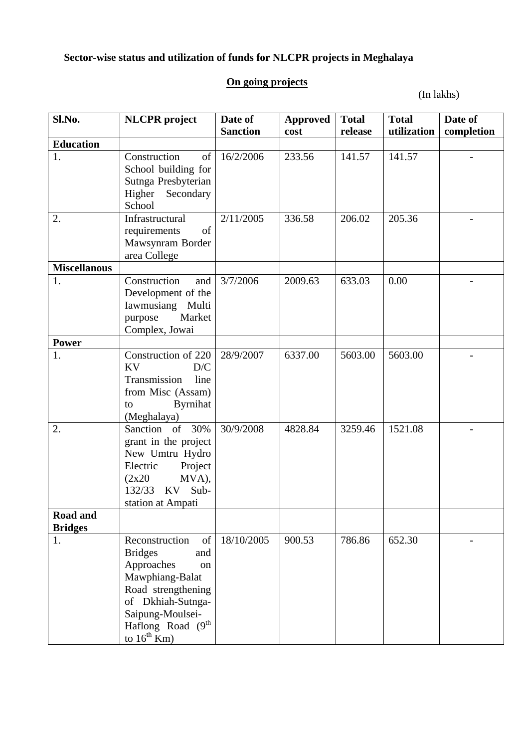**Sector-wise status and utilization of funds for NLCPR projects in Meghalaya**

**On going projects**

(In lakhs)

| Sl.No. | NLCPR project | Date of Sanction | Approved cost | Total release | Total utilization | Date of completion |
|---|---|---|---|---|---|---|
| **Education** | | | | | | |
| 1. | Construction of School building for Sutnga Presbyterian Higher Secondary School | 16/2/2006 | 233.56 | 141.57 | 141.57 | - |
| 2. | Infrastructural requirements of Mawsynram Border area College | 2/11/2005 | 336.58 | 206.02 | 205.36 | - |
| **Miscellanous** | | | | | | |
| 1. | Construction and Development of the Iawmusiang Multi purpose Market Complex, Jowai | 3/7/2006 | 2009.63 | 633.03 | 0.00 | - |
| **Power** | | | | | | |
| 1. | Construction of 220 KV D/C Transmission line from Misc (Assam) to Byrnihat (Meghalaya) | 28/9/2007 | 6337.00 | 5603.00 | 5603.00 | - |
| 2. | Sanction of 30% grant in the project New Umtru Hydro Electric Project (2x20 MVA), 132/33 KV Sub-station at Ampati | 30/9/2008 | 4828.84 | 3259.46 | 1521.08 | - |
| **Road and Bridges** | | | | | | |
| 1. | Reconstruction of Bridges and Approaches on Mawphiang-Balat Road strengthening of Dkhiah-Sutnga-Saipung-Moulsei-Haflong Road (9th to 16th Km) | 18/10/2005 | 900.53 | 786.86 | 652.30 | - |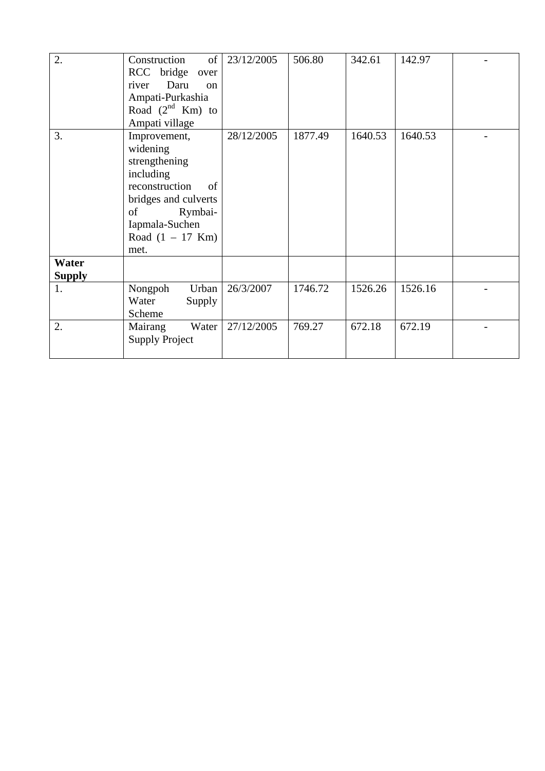|  |  |  |  |  |  |  |
|---|---|---|---|---|---|---|
| 2. | Construction of RCC bridge over river Daru on Ampati-Purkashia Road (2nd Km) to Ampati village | 23/12/2005 | 506.80 | 342.61 | 142.97 | - |
| 3. | Improvement, widening strengthening including reconstruction of bridges and culverts of Rymbai-Iapmala-Suchen Road (1 – 17 Km) met. | 28/12/2005 | 1877.49 | 1640.53 | 1640.53 | - |
| **Water Supply** |  |  |  |  |  |  |
| 1. | Nongpoh Urban Water Supply Scheme | 26/3/2007 | 1746.72 | 1526.26 | 1526.16 | - |
| 2. | Mairang Water Supply Project | 27/12/2005 | 769.27 | 672.18 | 672.19 | - |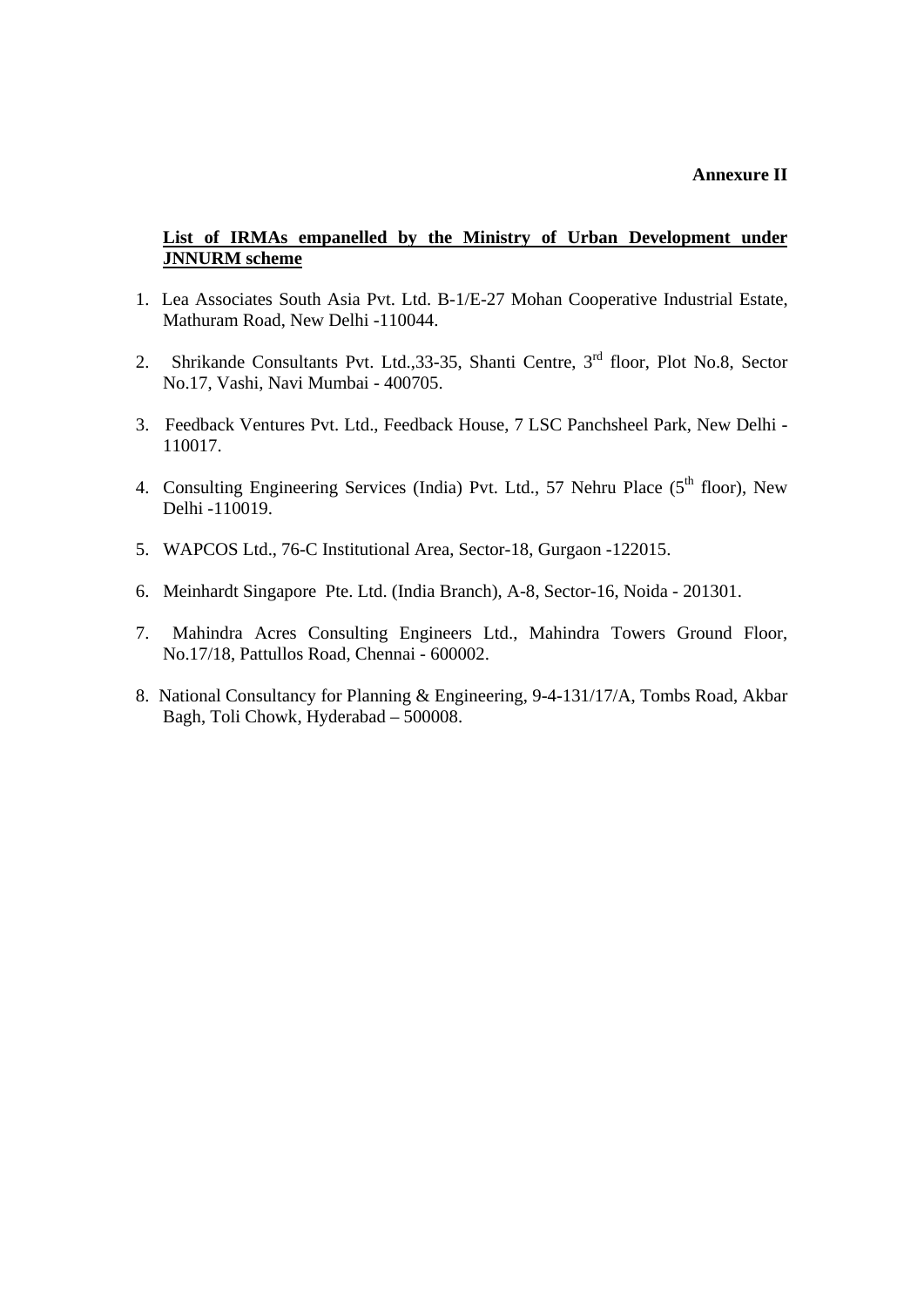**Annexure II**

**List of IRMAs empanelled by the Ministry of Urban Development under JNNURM scheme**

1. Lea Associates South Asia Pvt. Ltd. B-1/E-27 Mohan Cooperative Industrial Estate, Mathuram Road, New Delhi -110044.

2. Shrikande Consultants Pvt. Ltd.,33-35, Shanti Centre, 3rd floor, Plot No.8, Sector No.17, Vashi, Navi Mumbai - 400705.

3. Feedback Ventures Pvt. Ltd., Feedback House, 7 LSC Panchsheel Park, New Delhi - 110017.

4. Consulting Engineering Services (India) Pvt. Ltd., 57 Nehru Place (5th floor), New Delhi -110019.

5. WAPCOS Ltd., 76-C Institutional Area, Sector-18, Gurgaon -122015.

6. Meinhardt Singapore Pte. Ltd. (India Branch), A-8, Sector-16, Noida - 201301.

7. Mahindra Acres Consulting Engineers Ltd., Mahindra Towers Ground Floor, No.17/18, Pattullos Road, Chennai - 600002.

8. National Consultancy for Planning & Engineering, 9-4-131/17/A, Tombs Road, Akbar Bagh, Toli Chowk, Hyderabad – 500008.